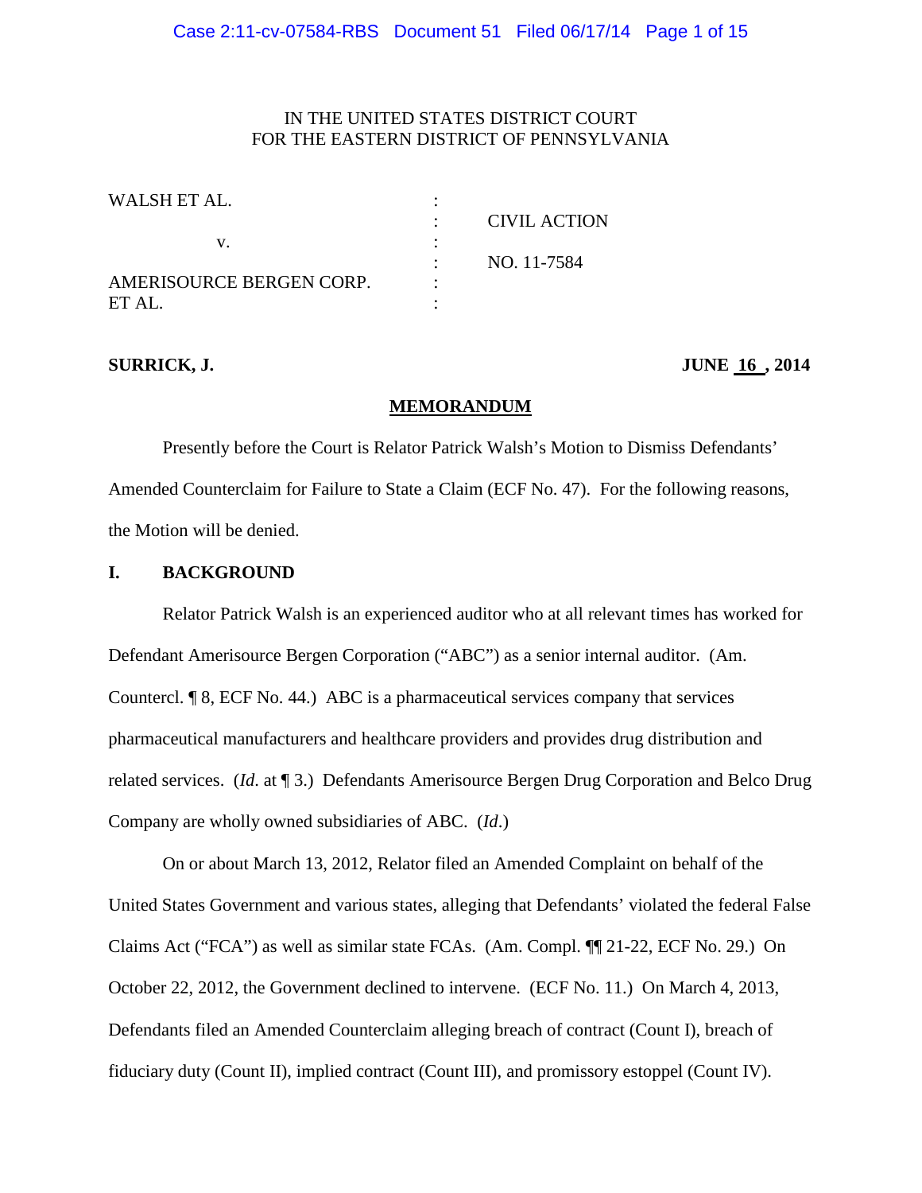IN THE UNITED STATES DISTRICT COURT
FOR THE EASTERN DISTRICT OF PENNSYLVANIA

| | | |
|---|---|---|
| WALSH ET AL. | : | |
| | : | CIVIL ACTION |
| v. | : | |
| | : | NO. 11-7584 |
| AMERISOURCE BERGEN CORP. ET AL. | : | |

**SURRICK, J.** **JUNE 16 , 2014**

**MEMORANDUM**

Presently before the Court is Relator Patrick Walsh's Motion to Dismiss Defendants' Amended Counterclaim for Failure to State a Claim (ECF No. 47). For the following reasons, the Motion will be denied.

## I. BACKGROUND

Relator Patrick Walsh is an experienced auditor who at all relevant times has worked for Defendant Amerisource Bergen Corporation ("ABC") as a senior internal auditor. (Am. Countercl. ¶ 8, ECF No. 44.) ABC is a pharmaceutical services company that services pharmaceutical manufacturers and healthcare providers and provides drug distribution and related services. (*Id.* at ¶ 3.) Defendants Amerisource Bergen Drug Corporation and Belco Drug Company are wholly owned subsidiaries of ABC. (*Id.*)

On or about March 13, 2012, Relator filed an Amended Complaint on behalf of the United States Government and various states, alleging that Defendants' violated the federal False Claims Act ("FCA") as well as similar state FCAs. (Am. Compl. ¶¶ 21-22, ECF No. 29.) On October 22, 2012, the Government declined to intervene. (ECF No. 11.) On March 4, 2013, Defendants filed an Amended Counterclaim alleging breach of contract (Count I), breach of fiduciary duty (Count II), implied contract (Count III), and promissory estoppel (Count IV).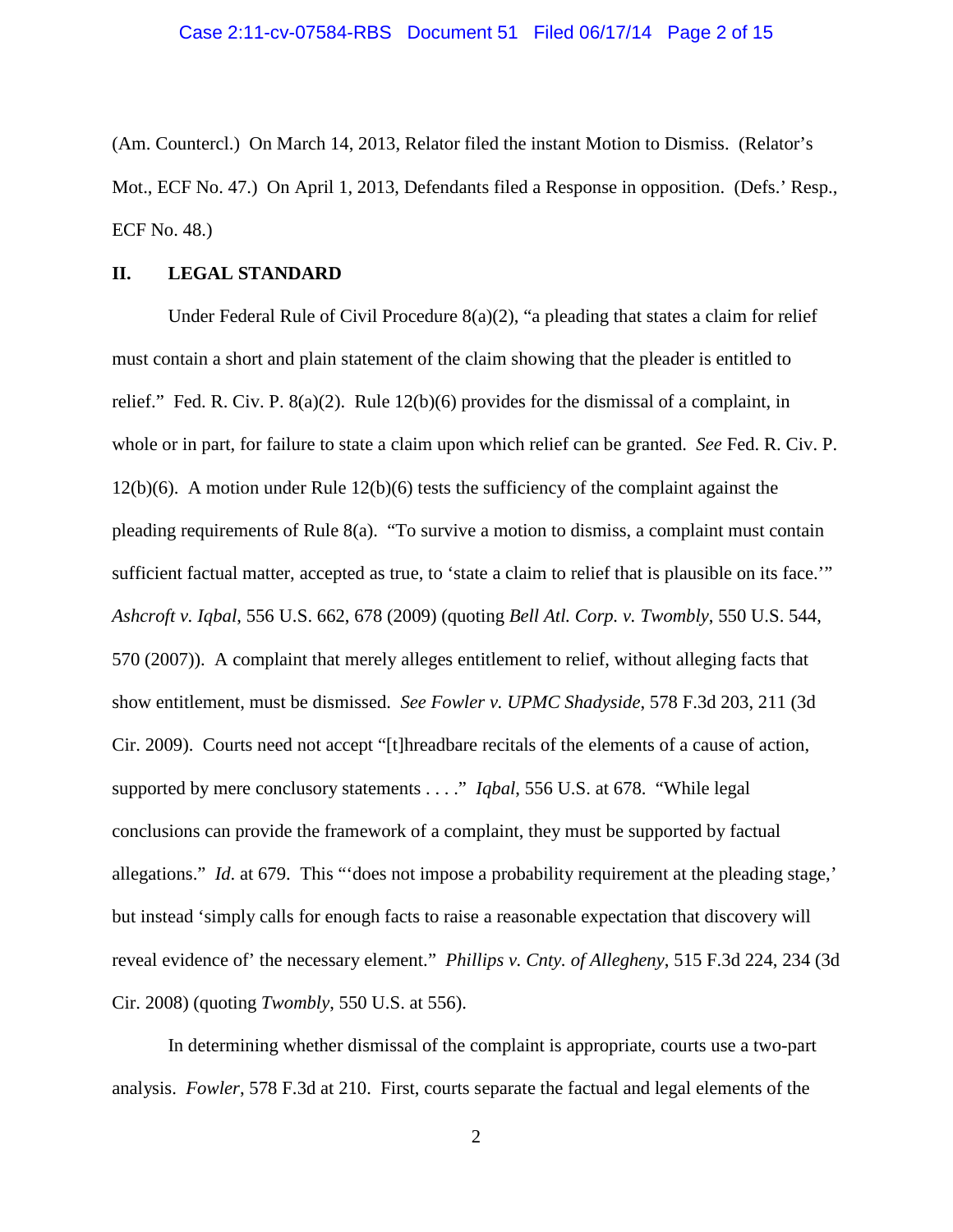(Am. Countercl.) On March 14, 2013, Relator filed the instant Motion to Dismiss. (Relator's Mot., ECF No. 47.) On April 1, 2013, Defendants filed a Response in opposition. (Defs.' Resp., ECF No. 48.)

## II. LEGAL STANDARD

Under Federal Rule of Civil Procedure 8(a)(2), "a pleading that states a claim for relief must contain a short and plain statement of the claim showing that the pleader is entitled to relief." Fed. R. Civ. P. 8(a)(2). Rule 12(b)(6) provides for the dismissal of a complaint, in whole or in part, for failure to state a claim upon which relief can be granted. *See* Fed. R. Civ. P. 12(b)(6). A motion under Rule 12(b)(6) tests the sufficiency of the complaint against the pleading requirements of Rule 8(a). "To survive a motion to dismiss, a complaint must contain sufficient factual matter, accepted as true, to 'state a claim to relief that is plausible on its face.'" *Ashcroft v. Iqbal*, 556 U.S. 662, 678 (2009) (quoting *Bell Atl. Corp. v. Twombly*, 550 U.S. 544, 570 (2007)). A complaint that merely alleges entitlement to relief, without alleging facts that show entitlement, must be dismissed. *See Fowler v. UPMC Shadyside*, 578 F.3d 203, 211 (3d Cir. 2009). Courts need not accept "[t]hreadbare recitals of the elements of a cause of action, supported by mere conclusory statements . . . ." *Iqbal*, 556 U.S. at 678. "While legal conclusions can provide the framework of a complaint, they must be supported by factual allegations." *Id.* at 679. This "'does not impose a probability requirement at the pleading stage,' but instead 'simply calls for enough facts to raise a reasonable expectation that discovery will reveal evidence of' the necessary element." *Phillips v. Cnty. of Allegheny*, 515 F.3d 224, 234 (3d Cir. 2008) (quoting *Twombly*, 550 U.S. at 556).

In determining whether dismissal of the complaint is appropriate, courts use a two-part analysis. *Fowler*, 578 F.3d at 210. First, courts separate the factual and legal elements of the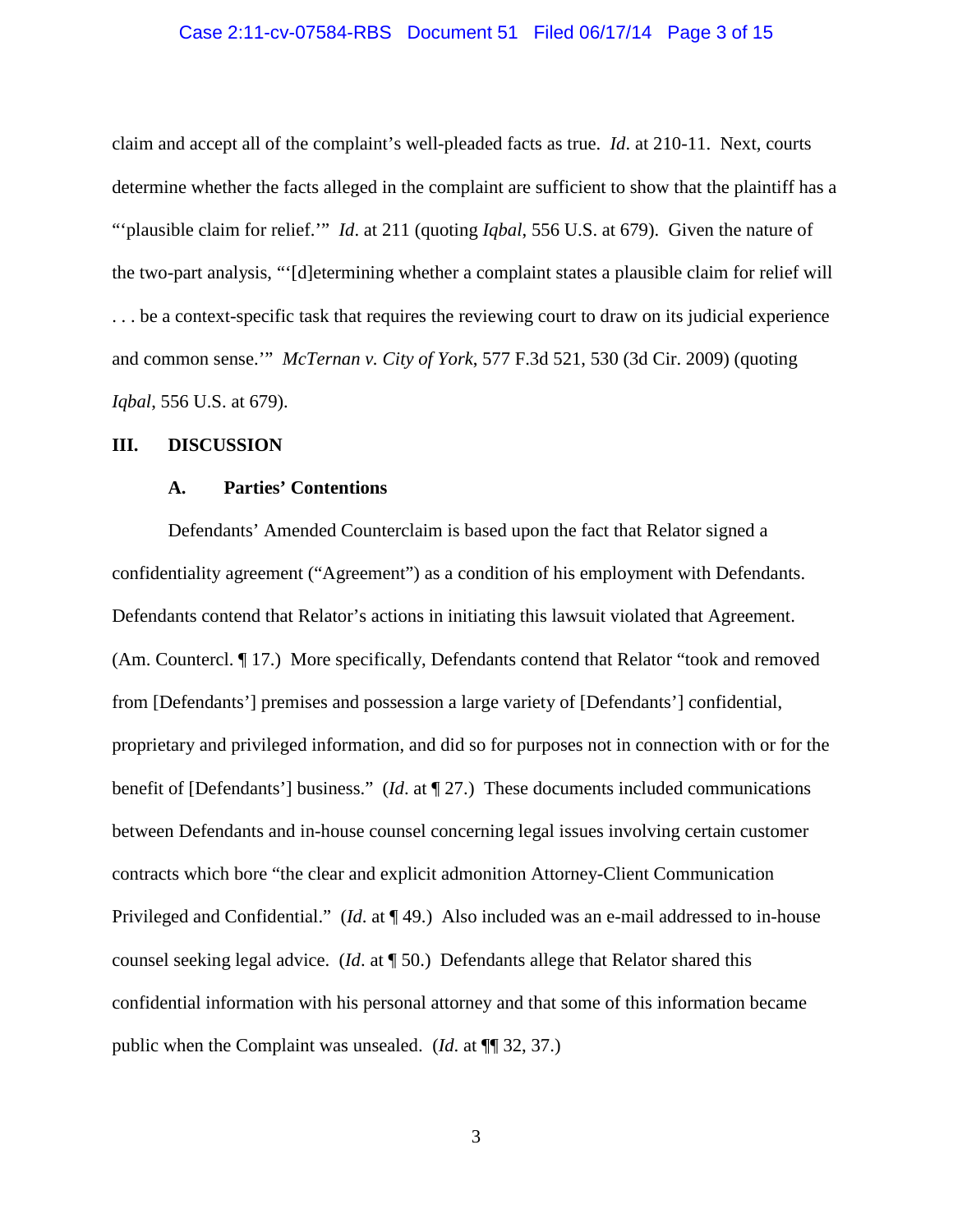claim and accept all of the complaint's well-pleaded facts as true. *Id*. at 210-11. Next, courts determine whether the facts alleged in the complaint are sufficient to show that the plaintiff has a "'plausible claim for relief.'" *Id*. at 211 (quoting *Iqbal*, 556 U.S. at 679). Given the nature of the two-part analysis, "'[d]etermining whether a complaint states a plausible claim for relief will . . . be a context-specific task that requires the reviewing court to draw on its judicial experience and common sense.'" *McTernan v. City of York*, 577 F.3d 521, 530 (3d Cir. 2009) (quoting *Iqbal*, 556 U.S. at 679).

## III. DISCUSSION

### A. Parties' Contentions

Defendants' Amended Counterclaim is based upon the fact that Relator signed a confidentiality agreement ("Agreement") as a condition of his employment with Defendants. Defendants contend that Relator's actions in initiating this lawsuit violated that Agreement. (Am. Countercl. ¶ 17.) More specifically, Defendants contend that Relator "took and removed from [Defendants'] premises and possession a large variety of [Defendants'] confidential, proprietary and privileged information, and did so for purposes not in connection with or for the benefit of [Defendants'] business." (*Id*. at ¶ 27.) These documents included communications between Defendants and in-house counsel concerning legal issues involving certain customer contracts which bore "the clear and explicit admonition Attorney-Client Communication Privileged and Confidential." (*Id*. at ¶ 49.) Also included was an e-mail addressed to in-house counsel seeking legal advice. (*Id*. at ¶ 50.) Defendants allege that Relator shared this confidential information with his personal attorney and that some of this information became public when the Complaint was unsealed. (*Id*. at ¶¶ 32, 37.)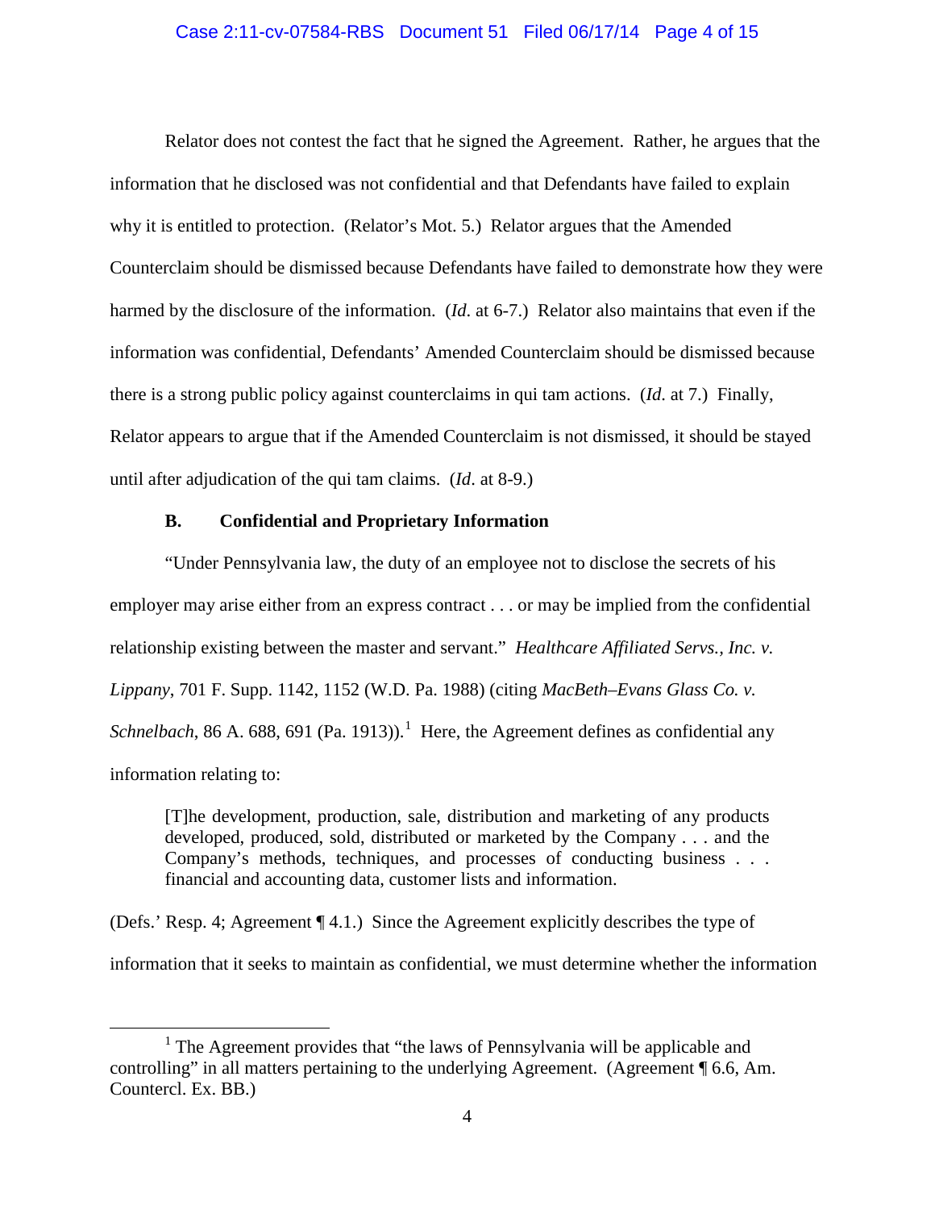Relator does not contest the fact that he signed the Agreement. Rather, he argues that the information that he disclosed was not confidential and that Defendants have failed to explain why it is entitled to protection. (Relator's Mot. 5.) Relator argues that the Amended Counterclaim should be dismissed because Defendants have failed to demonstrate how they were harmed by the disclosure of the information. (*Id*. at 6-7.) Relator also maintains that even if the information was confidential, Defendants' Amended Counterclaim should be dismissed because there is a strong public policy against counterclaims in qui tam actions. (*Id*. at 7.) Finally, Relator appears to argue that if the Amended Counterclaim is not dismissed, it should be stayed until after adjudication of the qui tam claims. (*Id*. at 8-9.)

**B. Confidential and Proprietary Information**

"Under Pennsylvania law, the duty of an employee not to disclose the secrets of his employer may arise either from an express contract . . . or may be implied from the confidential relationship existing between the master and servant." *Healthcare Affiliated Servs., Inc. v. Lippany*, 701 F. Supp. 1142, 1152 (W.D. Pa. 1988) (citing *MacBeth–Evans Glass Co. v. Schnelbach*, 86 A. 688, 691 (Pa. 1913)).[1] Here, the Agreement defines as confidential any information relating to:

> [T]he development, production, sale, distribution and marketing of any products developed, produced, sold, distributed or marketed by the Company . . . and the Company's methods, techniques, and processes of conducting business . . . financial and accounting data, customer lists and information.

(Defs.' Resp. 4; Agreement ¶ 4.1.) Since the Agreement explicitly describes the type of information that it seeks to maintain as confidential, we must determine whether the information

[1] The Agreement provides that "the laws of Pennsylvania will be applicable and controlling" in all matters pertaining to the underlying Agreement. (Agreement ¶ 6.6, Am. Countercl. Ex. BB.)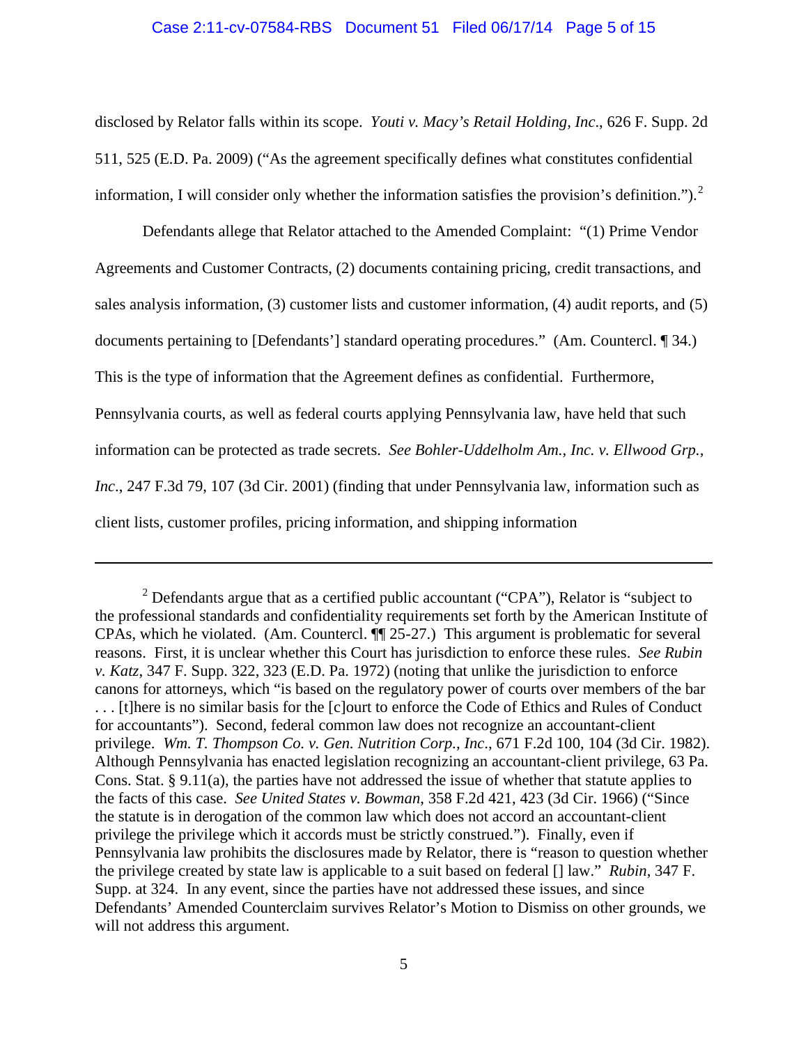disclosed by Relator falls within its scope. *Youti v. Macy's Retail Holding, Inc.*, 626 F. Supp. 2d 511, 525 (E.D. Pa. 2009) ("As the agreement specifically defines what constitutes confidential information, I will consider only whether the information satisfies the provision's definition.").[2]

Defendants allege that Relator attached to the Amended Complaint: "(1) Prime Vendor Agreements and Customer Contracts, (2) documents containing pricing, credit transactions, and sales analysis information, (3) customer lists and customer information, (4) audit reports, and (5) documents pertaining to [Defendants'] standard operating procedures." (Am. Countercl. ¶ 34.) This is the type of information that the Agreement defines as confidential. Furthermore, Pennsylvania courts, as well as federal courts applying Pennsylvania law, have held that such information can be protected as trade secrets. *See Bohler-Uddelholm Am., Inc. v. Ellwood Grp., Inc.*, 247 F.3d 79, 107 (3d Cir. 2001) (finding that under Pennsylvania law, information such as client lists, customer profiles, pricing information, and shipping information

---

[2] Defendants argue that as a certified public accountant ("CPA"), Relator is "subject to the professional standards and confidentiality requirements set forth by the American Institute of CPAs, which he violated. (Am. Countercl. ¶¶ 25-27.) This argument is problematic for several reasons. First, it is unclear whether this Court has jurisdiction to enforce these rules. *See Rubin v. Katz*, 347 F. Supp. 322, 323 (E.D. Pa. 1972) (noting that unlike the jurisdiction to enforce canons for attorneys, which "is based on the regulatory power of courts over members of the bar . . . [t]here is no similar basis for the [c]ourt to enforce the Code of Ethics and Rules of Conduct for accountants"). Second, federal common law does not recognize an accountant-client privilege. *Wm. T. Thompson Co. v. Gen. Nutrition Corp., Inc.*, 671 F.2d 100, 104 (3d Cir. 1982). Although Pennsylvania has enacted legislation recognizing an accountant-client privilege, 63 Pa. Cons. Stat. § 9.11(a), the parties have not addressed the issue of whether that statute applies to the facts of this case. *See United States v. Bowman*, 358 F.2d 421, 423 (3d Cir. 1966) ("Since the statute is in derogation of the common law which does not accord an accountant-client privilege the privilege which it accords must be strictly construed."). Finally, even if Pennsylvania law prohibits the disclosures made by Relator, there is "reason to question whether the privilege created by state law is applicable to a suit based on federal [] law." *Rubin*, 347 F. Supp. at 324. In any event, since the parties have not addressed these issues, and since Defendants' Amended Counterclaim survives Relator's Motion to Dismiss on other grounds, we will not address this argument.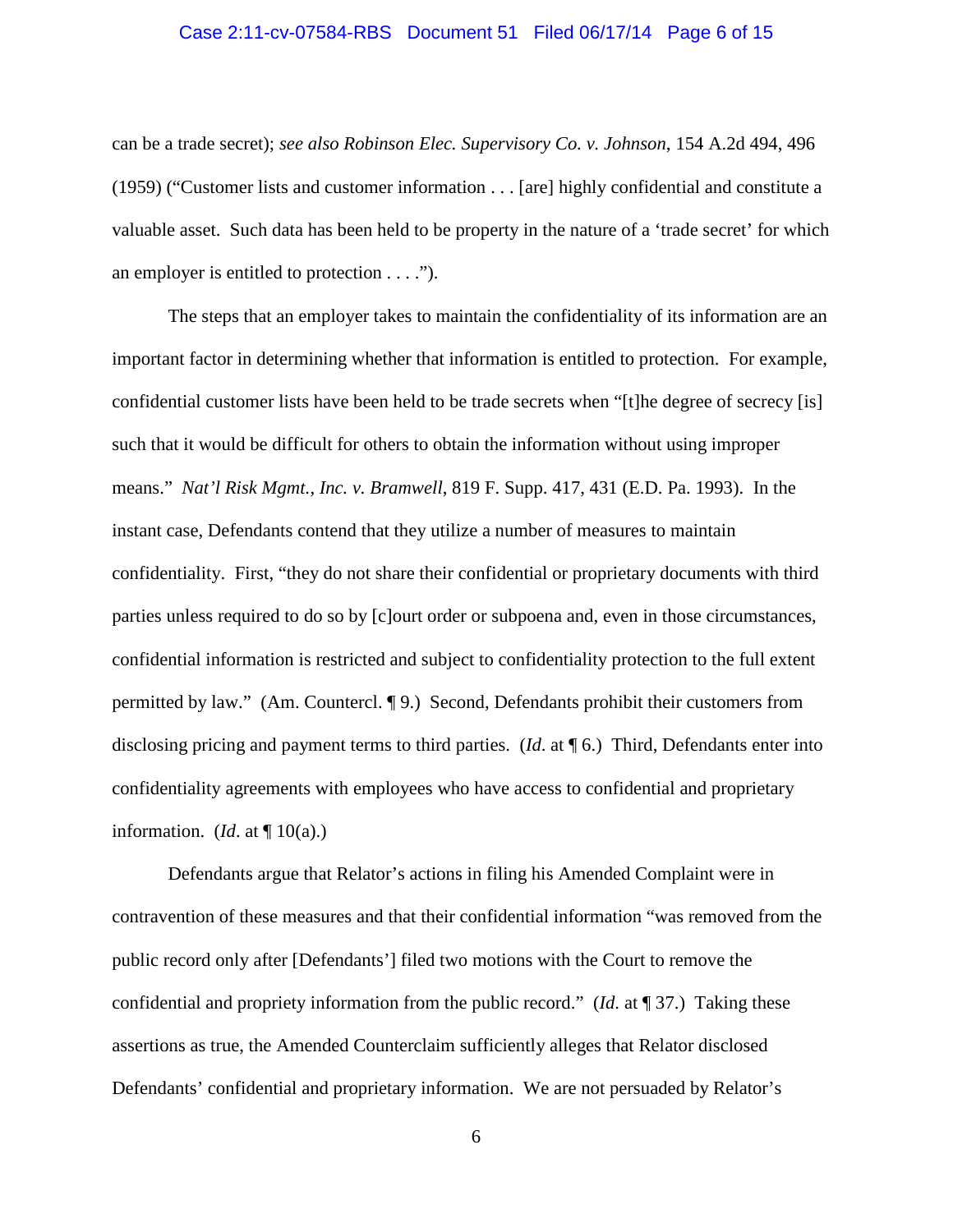can be a trade secret); *see also Robinson Elec. Supervisory Co. v. Johnson*, 154 A.2d 494, 496 (1959) ("Customer lists and customer information . . . [are] highly confidential and constitute a valuable asset. Such data has been held to be property in the nature of a 'trade secret' for which an employer is entitled to protection . . . .").

The steps that an employer takes to maintain the confidentiality of its information are an important factor in determining whether that information is entitled to protection. For example, confidential customer lists have been held to be trade secrets when "[t]he degree of secrecy [is] such that it would be difficult for others to obtain the information without using improper means." *Nat'l Risk Mgmt., Inc. v. Bramwell*, 819 F. Supp. 417, 431 (E.D. Pa. 1993). In the instant case, Defendants contend that they utilize a number of measures to maintain confidentiality. First, "they do not share their confidential or proprietary documents with third parties unless required to do so by [c]ourt order or subpoena and, even in those circumstances, confidential information is restricted and subject to confidentiality protection to the full extent permitted by law." (Am. Countercl. ¶ 9.) Second, Defendants prohibit their customers from disclosing pricing and payment terms to third parties. (*Id*. at ¶ 6.) Third, Defendants enter into confidentiality agreements with employees who have access to confidential and proprietary information. (*Id*. at ¶ 10(a).)

Defendants argue that Relator's actions in filing his Amended Complaint were in contravention of these measures and that their confidential information "was removed from the public record only after [Defendants'] filed two motions with the Court to remove the confidential and propriety information from the public record." (*Id*. at ¶ 37.) Taking these assertions as true, the Amended Counterclaim sufficiently alleges that Relator disclosed Defendants' confidential and proprietary information. We are not persuaded by Relator's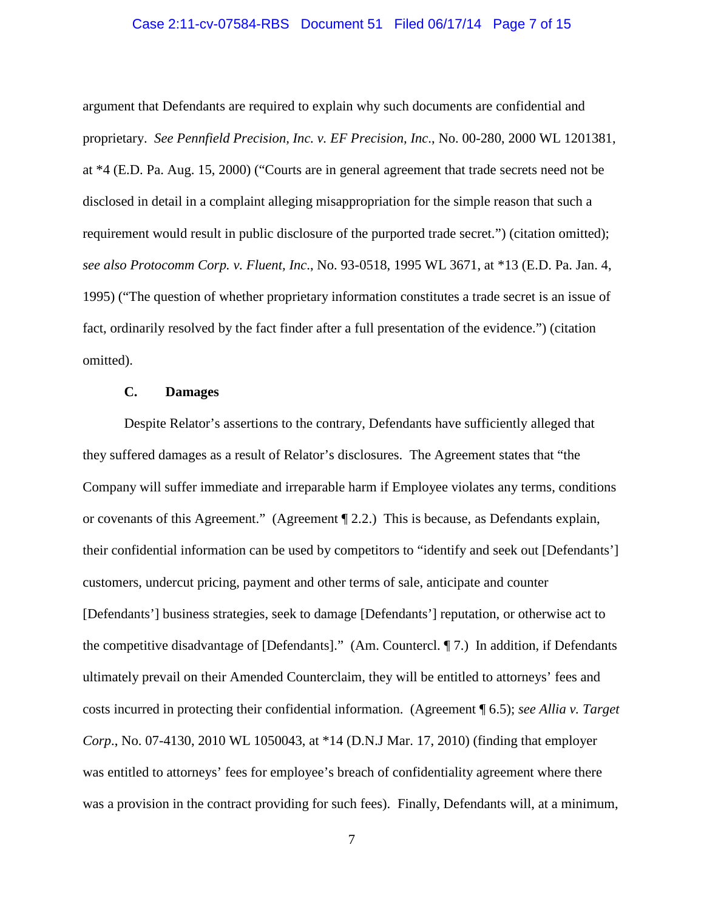argument that Defendants are required to explain why such documents are confidential and proprietary. *See Pennfield Precision, Inc. v. EF Precision, Inc*., No. 00-280, 2000 WL 1201381, at *4 (E.D. Pa. Aug. 15, 2000) ("Courts are in general agreement that trade secrets need not be disclosed in detail in a complaint alleging misappropriation for the simple reason that such a requirement would result in public disclosure of the purported trade secret.") (citation omitted); *see also Protocomm Corp. v. Fluent, Inc*., No. 93-0518, 1995 WL 3671, at *13 (E.D. Pa. Jan. 4, 1995) ("The question of whether proprietary information constitutes a trade secret is an issue of fact, ordinarily resolved by the fact finder after a full presentation of the evidence.") (citation omitted).

**C. Damages**

Despite Relator's assertions to the contrary, Defendants have sufficiently alleged that they suffered damages as a result of Relator's disclosures. The Agreement states that "the Company will suffer immediate and irreparable harm if Employee violates any terms, conditions or covenants of this Agreement." (Agreement ¶ 2.2.) This is because, as Defendants explain, their confidential information can be used by competitors to "identify and seek out [Defendants'] customers, undercut pricing, payment and other terms of sale, anticipate and counter [Defendants'] business strategies, seek to damage [Defendants'] reputation, or otherwise act to the competitive disadvantage of [Defendants]." (Am. Countercl. ¶ 7.) In addition, if Defendants ultimately prevail on their Amended Counterclaim, they will be entitled to attorneys' fees and costs incurred in protecting their confidential information. (Agreement ¶ 6.5); *see Allia v. Target Corp*., No. 07-4130, 2010 WL 1050043, at *14 (D.N.J Mar. 17, 2010) (finding that employer was entitled to attorneys' fees for employee's breach of confidentiality agreement where there was a provision in the contract providing for such fees). Finally, Defendants will, at a minimum,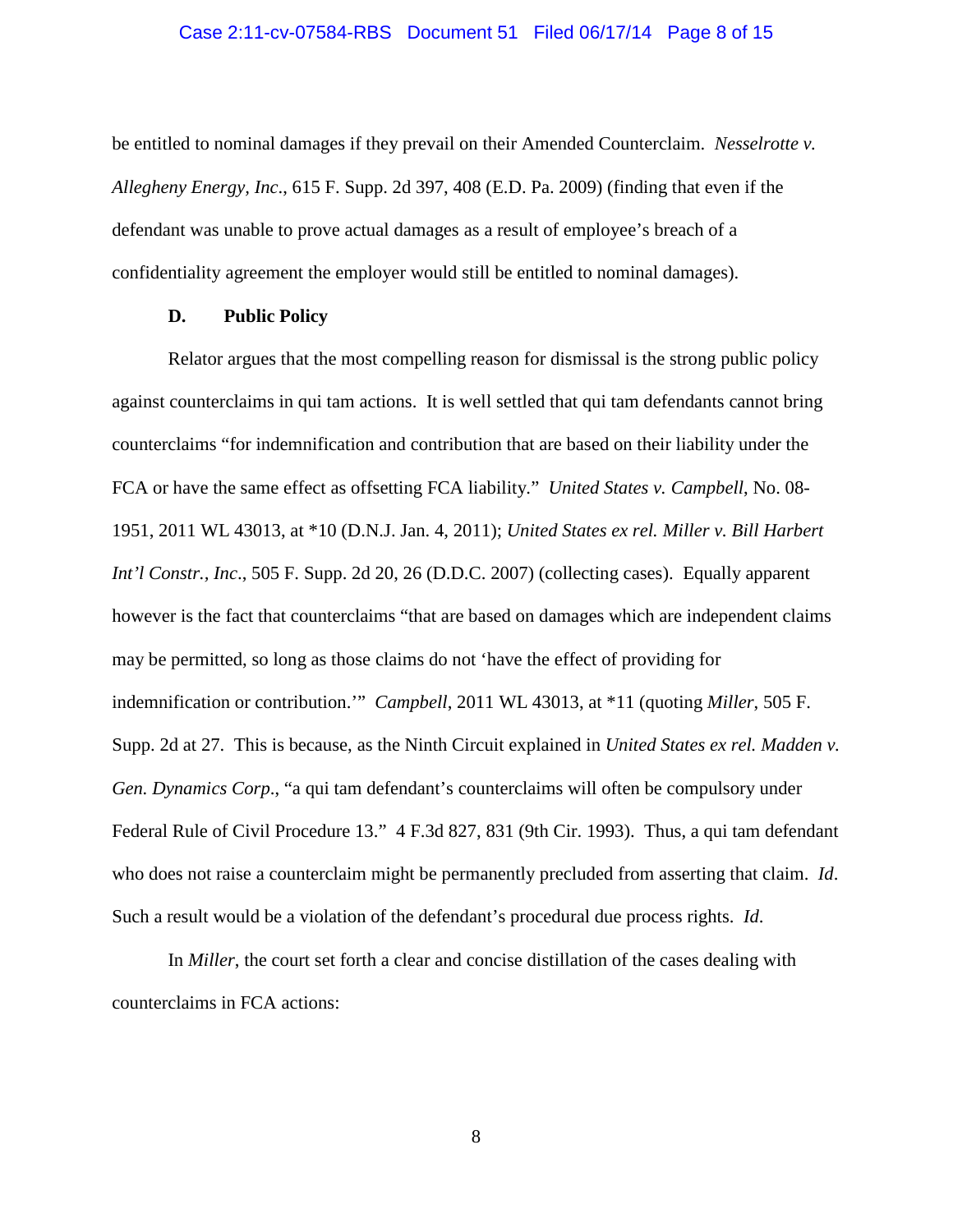be entitled to nominal damages if they prevail on their Amended Counterclaim. *Nesselrotte v. Allegheny Energy, Inc.*, 615 F. Supp. 2d 397, 408 (E.D. Pa. 2009) (finding that even if the defendant was unable to prove actual damages as a result of employee's breach of a confidentiality agreement the employer would still be entitled to nominal damages).

### D. Public Policy

Relator argues that the most compelling reason for dismissal is the strong public policy against counterclaims in qui tam actions. It is well settled that qui tam defendants cannot bring counterclaims "for indemnification and contribution that are based on their liability under the FCA or have the same effect as offsetting FCA liability." *United States v. Campbell*, No. 08-1951, 2011 WL 43013, at *10 (D.N.J. Jan. 4, 2011); *United States ex rel. Miller v. Bill Harbert Int'l Constr., Inc*., 505 F. Supp. 2d 20, 26 (D.D.C. 2007) (collecting cases). Equally apparent however is the fact that counterclaims "that are based on damages which are independent claims may be permitted, so long as those claims do not 'have the effect of providing for indemnification or contribution.'" *Campbell*, 2011 WL 43013, at *11 (quoting *Miller*, 505 F. Supp. 2d at 27. This is because, as the Ninth Circuit explained in *United States ex rel. Madden v. Gen. Dynamics Corp*., "a qui tam defendant's counterclaims will often be compulsory under Federal Rule of Civil Procedure 13." 4 F.3d 827, 831 (9th Cir. 1993). Thus, a qui tam defendant who does not raise a counterclaim might be permanently precluded from asserting that claim. *Id*. Such a result would be a violation of the defendant's procedural due process rights. *Id.*

In *Miller*, the court set forth a clear and concise distillation of the cases dealing with counterclaims in FCA actions: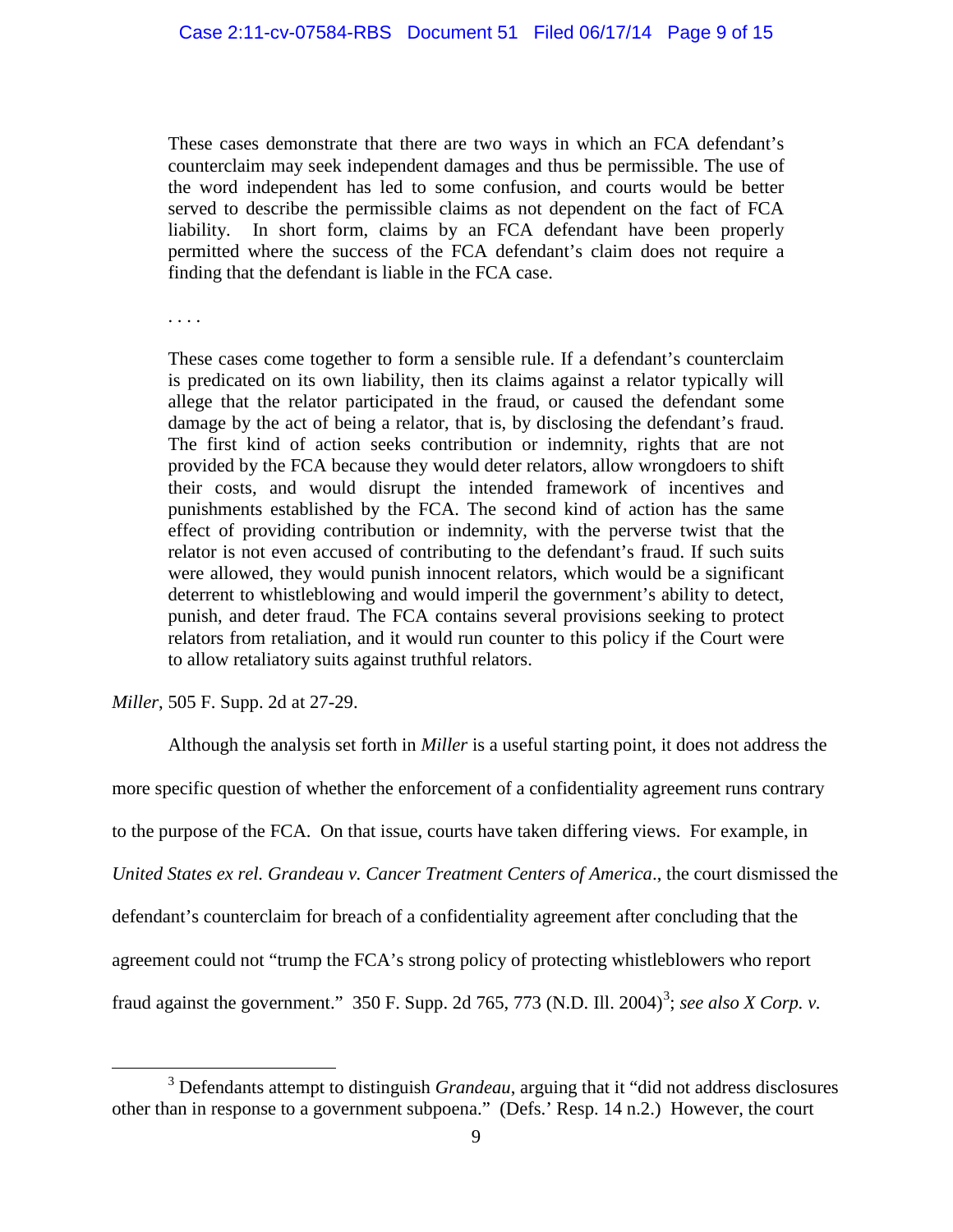> These cases demonstrate that there are two ways in which an FCA defendant's counterclaim may seek independent damages and thus be permissible. The use of the word independent has led to some confusion, and courts would be better served to describe the permissible claims as not dependent on the fact of FCA liability. In short form, claims by an FCA defendant have been properly permitted where the success of the FCA defendant's claim does not require a finding that the defendant is liable in the FCA case.
>
> . . . .
>
> These cases come together to form a sensible rule. If a defendant's counterclaim is predicated on its own liability, then its claims against a relator typically will allege that the relator participated in the fraud, or caused the defendant some damage by the act of being a relator, that is, by disclosing the defendant's fraud. The first kind of action seeks contribution or indemnity, rights that are not provided by the FCA because they would deter relators, allow wrongdoers to shift their costs, and would disrupt the intended framework of incentives and punishments established by the FCA. The second kind of action has the same effect of providing contribution or indemnity, with the perverse twist that the relator is not even accused of contributing to the defendant's fraud. If such suits were allowed, they would punish innocent relators, which would be a significant deterrent to whistleblowing and would imperil the government's ability to detect, punish, and deter fraud. The FCA contains several provisions seeking to protect relators from retaliation, and it would run counter to this policy if the Court were to allow retaliatory suits against truthful relators.

*Miller*, 505 F. Supp. 2d at 27-29.

Although the analysis set forth in *Miller* is a useful starting point, it does not address the more specific question of whether the enforcement of a confidentiality agreement runs contrary to the purpose of the FCA. On that issue, courts have taken differing views. For example, in *United States ex rel. Grandeau v. Cancer Treatment Centers of America*., the court dismissed the defendant's counterclaim for breach of a confidentiality agreement after concluding that the agreement could not "trump the FCA's strong policy of protecting whistleblowers who report fraud against the government." 350 F. Supp. 2d 765, 773 (N.D. Ill. 2004)[3]; *see also X Corp. v.*

---

[3] Defendants attempt to distinguish *Grandeau*, arguing that it "did not address disclosures other than in response to a government subpoena." (Defs.' Resp. 14 n.2.) However, the court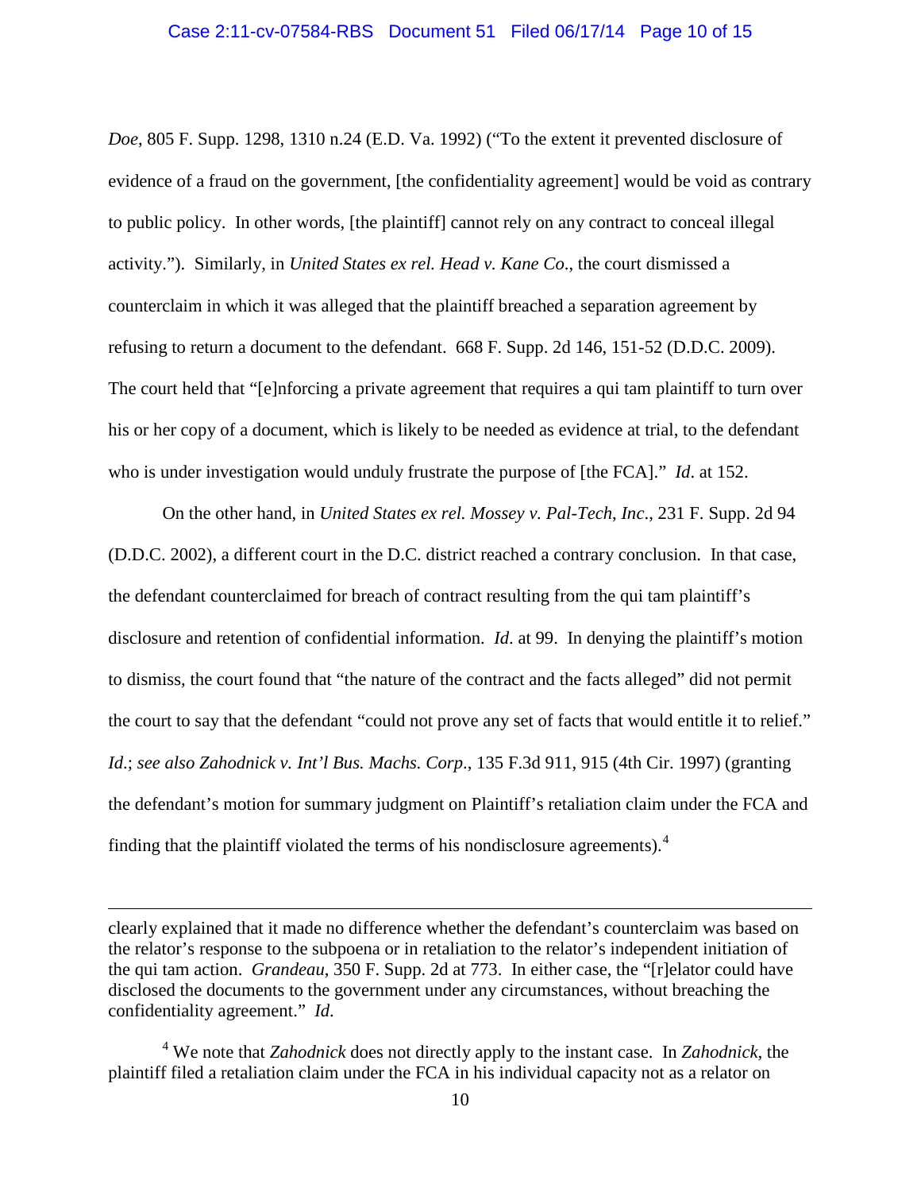*Doe*, 805 F. Supp. 1298, 1310 n.24 (E.D. Va. 1992) ("To the extent it prevented disclosure of evidence of a fraud on the government, [the confidentiality agreement] would be void as contrary to public policy. In other words, [the plaintiff] cannot rely on any contract to conceal illegal activity."). Similarly, in *United States ex rel. Head v. Kane Co*., the court dismissed a counterclaim in which it was alleged that the plaintiff breached a separation agreement by refusing to return a document to the defendant. 668 F. Supp. 2d 146, 151-52 (D.D.C. 2009). The court held that "[e]nforcing a private agreement that requires a qui tam plaintiff to turn over his or her copy of a document, which is likely to be needed as evidence at trial, to the defendant who is under investigation would unduly frustrate the purpose of [the FCA]." *Id*. at 152.

On the other hand, in *United States ex rel. Mossey v. Pal-Tech, Inc*., 231 F. Supp. 2d 94 (D.D.C. 2002), a different court in the D.C. district reached a contrary conclusion. In that case, the defendant counterclaimed for breach of contract resulting from the qui tam plaintiff's disclosure and retention of confidential information. *Id*. at 99. In denying the plaintiff's motion to dismiss, the court found that "the nature of the contract and the facts alleged" did not permit the court to say that the defendant "could not prove any set of facts that would entitle it to relief." *Id*.; *see also Zahodnick v. Int'l Bus. Machs. Corp*., 135 F.3d 911, 915 (4th Cir. 1997) (granting the defendant's motion for summary judgment on Plaintiff's retaliation claim under the FCA and finding that the plaintiff violated the terms of his nondisclosure agreements).[4]

---

clearly explained that it made no difference whether the defendant's counterclaim was based on the relator's response to the subpoena or in retaliation to the relator's independent initiation of the qui tam action. *Grandeau*, 350 F. Supp. 2d at 773. In either case, the "[r]elator could have disclosed the documents to the government under any circumstances, without breaching the confidentiality agreement." *Id*.

[4] We note that *Zahodnick* does not directly apply to the instant case. In *Zahodnick*, the plaintiff filed a retaliation claim under the FCA in his individual capacity not as a relator on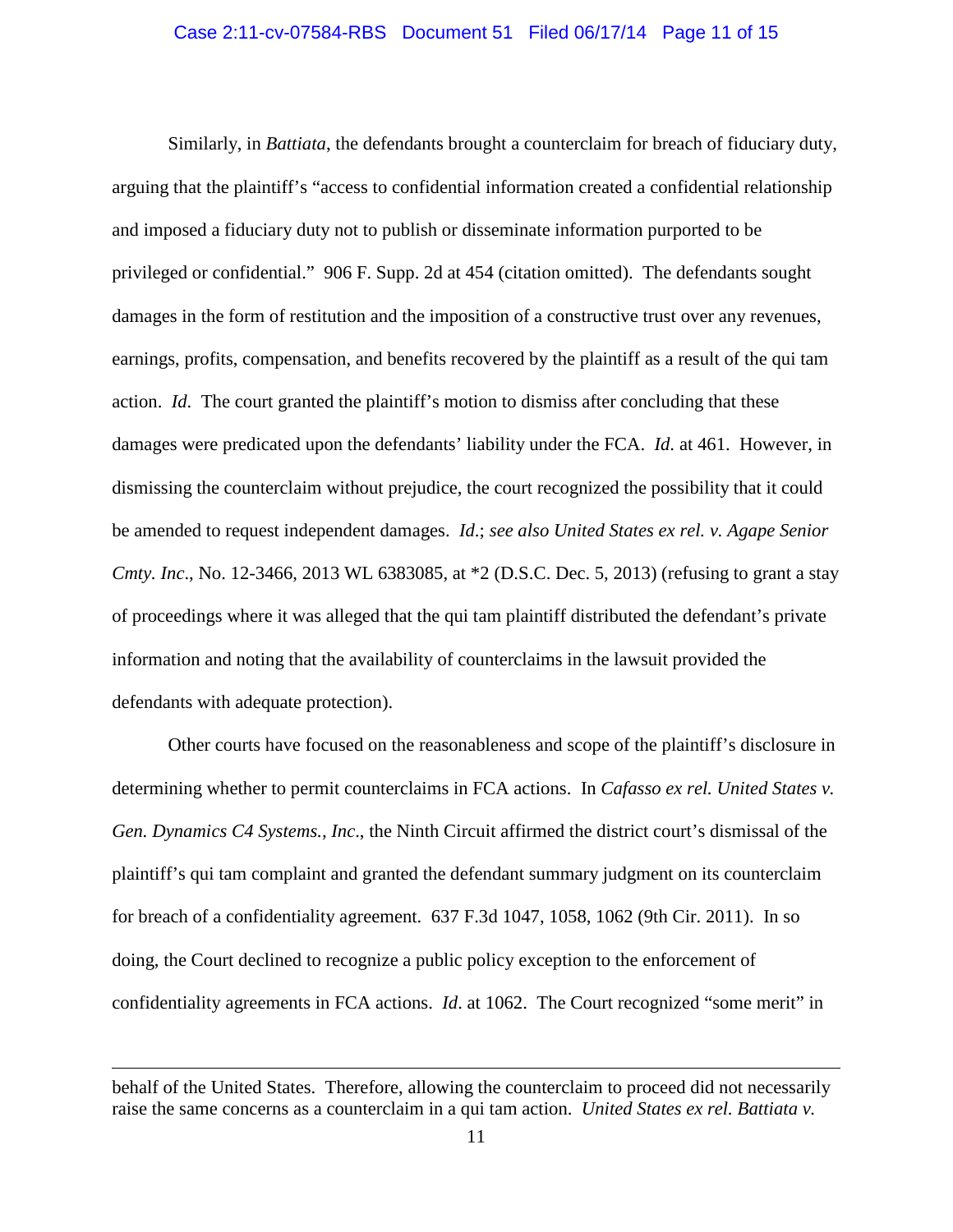Similarly, in *Battiata*, the defendants brought a counterclaim for breach of fiduciary duty, arguing that the plaintiff's "access to confidential information created a confidential relationship and imposed a fiduciary duty not to publish or disseminate information purported to be privileged or confidential." 906 F. Supp. 2d at 454 (citation omitted). The defendants sought damages in the form of restitution and the imposition of a constructive trust over any revenues, earnings, profits, compensation, and benefits recovered by the plaintiff as a result of the qui tam action. *Id.* The court granted the plaintiff's motion to dismiss after concluding that these damages were predicated upon the defendants' liability under the FCA. *Id.* at 461. However, in dismissing the counterclaim without prejudice, the court recognized the possibility that it could be amended to request independent damages. *Id.*; *see also United States ex rel. v. Agape Senior Cmty. Inc*., No. 12-3466, 2013 WL 6383085, at *2 (D.S.C. Dec. 5, 2013) (refusing to grant a stay of proceedings where it was alleged that the qui tam plaintiff distributed the defendant's private information and noting that the availability of counterclaims in the lawsuit provided the defendants with adequate protection).

Other courts have focused on the reasonableness and scope of the plaintiff's disclosure in determining whether to permit counterclaims in FCA actions. In *Cafasso ex rel. United States v. Gen. Dynamics C4 Systems., Inc*., the Ninth Circuit affirmed the district court's dismissal of the plaintiff's qui tam complaint and granted the defendant summary judgment on its counterclaim for breach of a confidentiality agreement. 637 F.3d 1047, 1058, 1062 (9th Cir. 2011). In so doing, the Court declined to recognize a public policy exception to the enforcement of confidentiality agreements in FCA actions. *Id*. at 1062. The Court recognized "some merit" in

---

behalf of the United States. Therefore, allowing the counterclaim to proceed did not necessarily raise the same concerns as a counterclaim in a qui tam action. *United States ex rel. Battiata v.*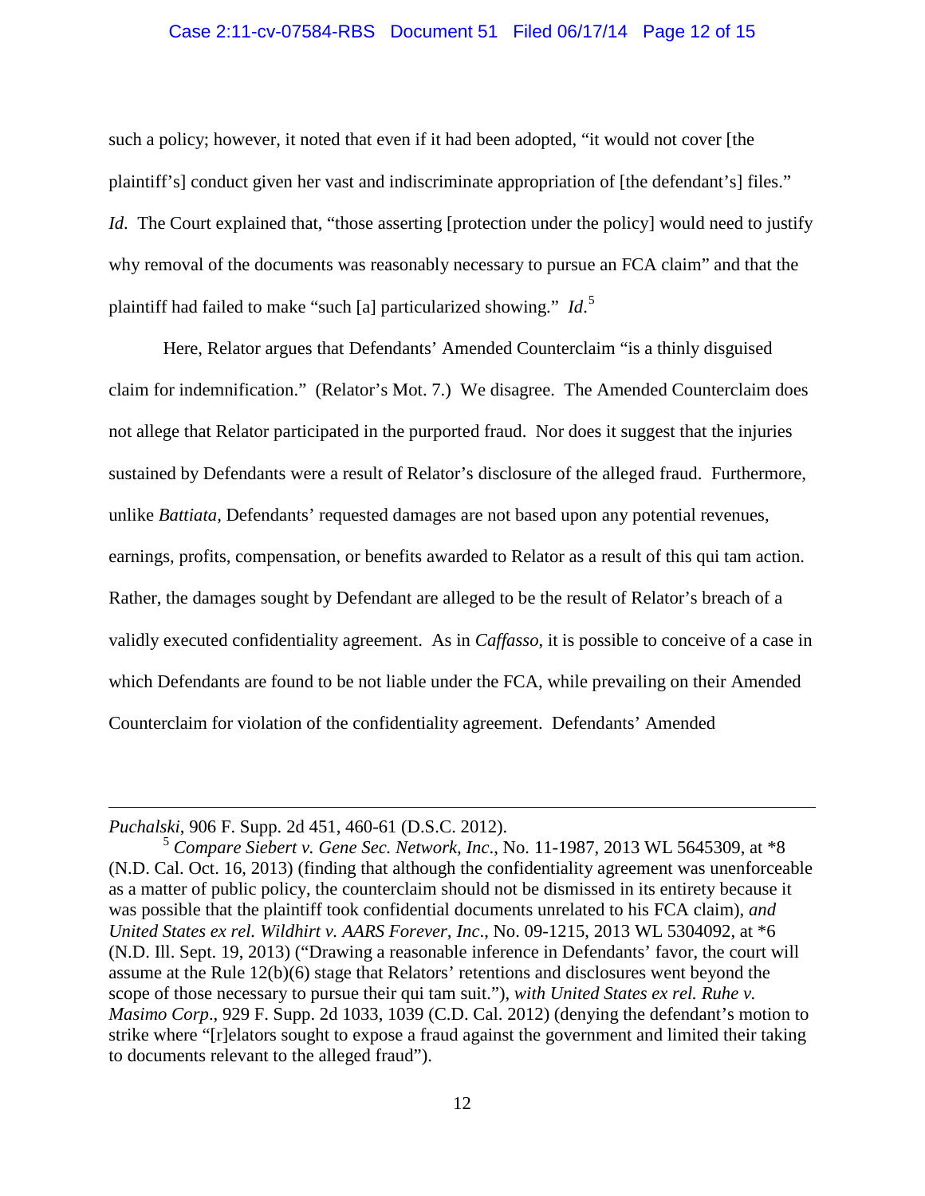such a policy; however, it noted that even if it had been adopted, "it would not cover [the plaintiff's] conduct given her vast and indiscriminate appropriation of [the defendant's] files." *Id.* The Court explained that, "those asserting [protection under the policy] would need to justify why removal of the documents was reasonably necessary to pursue an FCA claim" and that the plaintiff had failed to make "such [a] particularized showing." *Id.*[5]

Here, Relator argues that Defendants' Amended Counterclaim "is a thinly disguised claim for indemnification." (Relator's Mot. 7.) We disagree. The Amended Counterclaim does not allege that Relator participated in the purported fraud. Nor does it suggest that the injuries sustained by Defendants were a result of Relator's disclosure of the alleged fraud. Furthermore, unlike *Battiata,* Defendants' requested damages are not based upon any potential revenues, earnings, profits, compensation, or benefits awarded to Relator as a result of this qui tam action. Rather, the damages sought by Defendant are alleged to be the result of Relator's breach of a validly executed confidentiality agreement. As in *Caffasso*, it is possible to conceive of a case in which Defendants are found to be not liable under the FCA, while prevailing on their Amended Counterclaim for violation of the confidentiality agreement. Defendants' Amended

---

*Puchalski*, 906 F. Supp. 2d 451, 460-61 (D.S.C. 2012).

[5] *Compare Siebert v. Gene Sec. Network, Inc*., No. 11-1987, 2013 WL 5645309, at *8 (N.D. Cal. Oct. 16, 2013) (finding that although the confidentiality agreement was unenforceable as a matter of public policy, the counterclaim should not be dismissed in its entirety because it was possible that the plaintiff took confidential documents unrelated to his FCA claim), *and United States ex rel. Wildhirt v. AARS Forever, Inc*., No. 09-1215, 2013 WL 5304092, at *6 (N.D. Ill. Sept. 19, 2013) ("Drawing a reasonable inference in Defendants' favor, the court will assume at the Rule 12(b)(6) stage that Relators' retentions and disclosures went beyond the scope of those necessary to pursue their qui tam suit."), *with United States ex rel. Ruhe v. Masimo Corp*., 929 F. Supp. 2d 1033, 1039 (C.D. Cal. 2012) (denying the defendant's motion to strike where "[r]elators sought to expose a fraud against the government and limited their taking to documents relevant to the alleged fraud").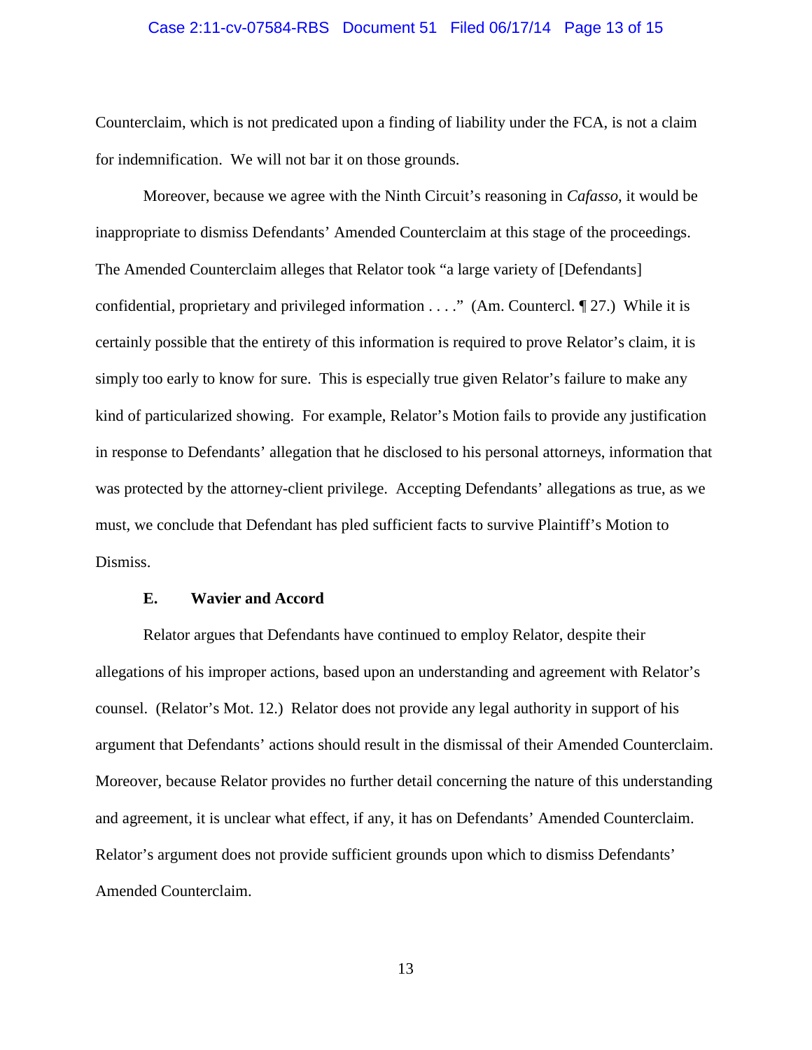Counterclaim, which is not predicated upon a finding of liability under the FCA, is not a claim for indemnification. We will not bar it on those grounds.

Moreover, because we agree with the Ninth Circuit's reasoning in *Cafasso*, it would be inappropriate to dismiss Defendants' Amended Counterclaim at this stage of the proceedings. The Amended Counterclaim alleges that Relator took "a large variety of [Defendants] confidential, proprietary and privileged information . . . ." (Am. Countercl. ¶ 27.) While it is certainly possible that the entirety of this information is required to prove Relator's claim, it is simply too early to know for sure. This is especially true given Relator's failure to make any kind of particularized showing. For example, Relator's Motion fails to provide any justification in response to Defendants' allegation that he disclosed to his personal attorneys, information that was protected by the attorney-client privilege. Accepting Defendants' allegations as true, as we must, we conclude that Defendant has pled sufficient facts to survive Plaintiff's Motion to Dismiss.

### E. Wavier and Accord

Relator argues that Defendants have continued to employ Relator, despite their allegations of his improper actions, based upon an understanding and agreement with Relator's counsel. (Relator's Mot. 12.) Relator does not provide any legal authority in support of his argument that Defendants' actions should result in the dismissal of their Amended Counterclaim. Moreover, because Relator provides no further detail concerning the nature of this understanding and agreement, it is unclear what effect, if any, it has on Defendants' Amended Counterclaim. Relator's argument does not provide sufficient grounds upon which to dismiss Defendants' Amended Counterclaim.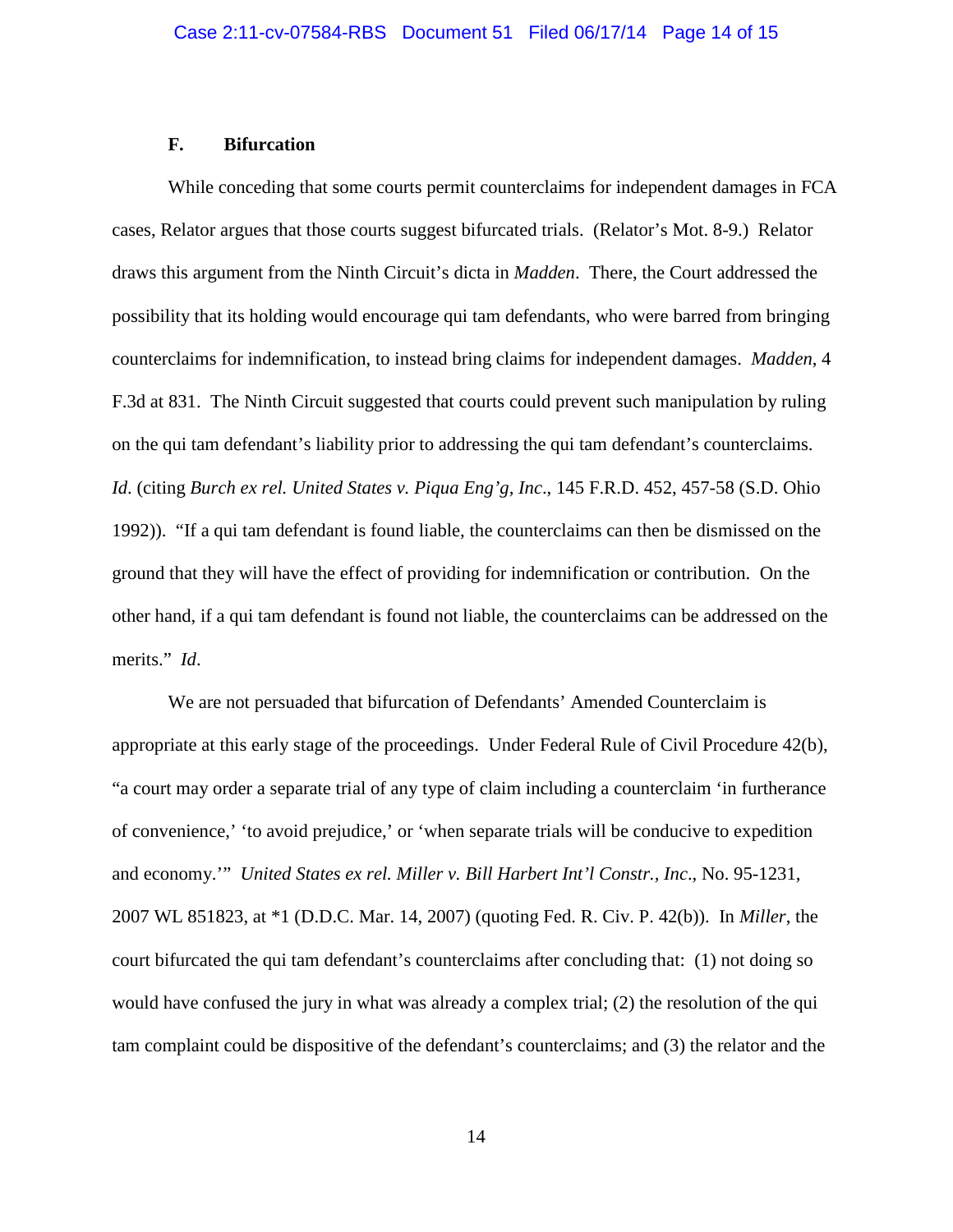### F. Bifurcation

While conceding that some courts permit counterclaims for independent damages in FCA cases, Relator argues that those courts suggest bifurcated trials. (Relator's Mot. 8-9.) Relator draws this argument from the Ninth Circuit's dicta in *Madden*. There, the Court addressed the possibility that its holding would encourage qui tam defendants, who were barred from bringing counterclaims for indemnification, to instead bring claims for independent damages. *Madden*, 4 F.3d at 831. The Ninth Circuit suggested that courts could prevent such manipulation by ruling on the qui tam defendant's liability prior to addressing the qui tam defendant's counterclaims. *Id.* (citing *Burch ex rel. United States v. Piqua Eng'g, Inc*., 145 F.R.D. 452, 457-58 (S.D. Ohio 1992)). "If a qui tam defendant is found liable, the counterclaims can then be dismissed on the ground that they will have the effect of providing for indemnification or contribution. On the other hand, if a qui tam defendant is found not liable, the counterclaims can be addressed on the merits." *Id*.

We are not persuaded that bifurcation of Defendants' Amended Counterclaim is appropriate at this early stage of the proceedings. Under Federal Rule of Civil Procedure 42(b), "a court may order a separate trial of any type of claim including a counterclaim 'in furtherance of convenience,' 'to avoid prejudice,' or 'when separate trials will be conducive to expedition and economy.'" *United States ex rel. Miller v. Bill Harbert Int'l Constr., Inc*., No. 95-1231, 2007 WL 851823, at *1 (D.D.C. Mar. 14, 2007) (quoting Fed. R. Civ. P. 42(b)). In *Miller*, the court bifurcated the qui tam defendant's counterclaims after concluding that: (1) not doing so would have confused the jury in what was already a complex trial; (2) the resolution of the qui tam complaint could be dispositive of the defendant's counterclaims; and (3) the relator and the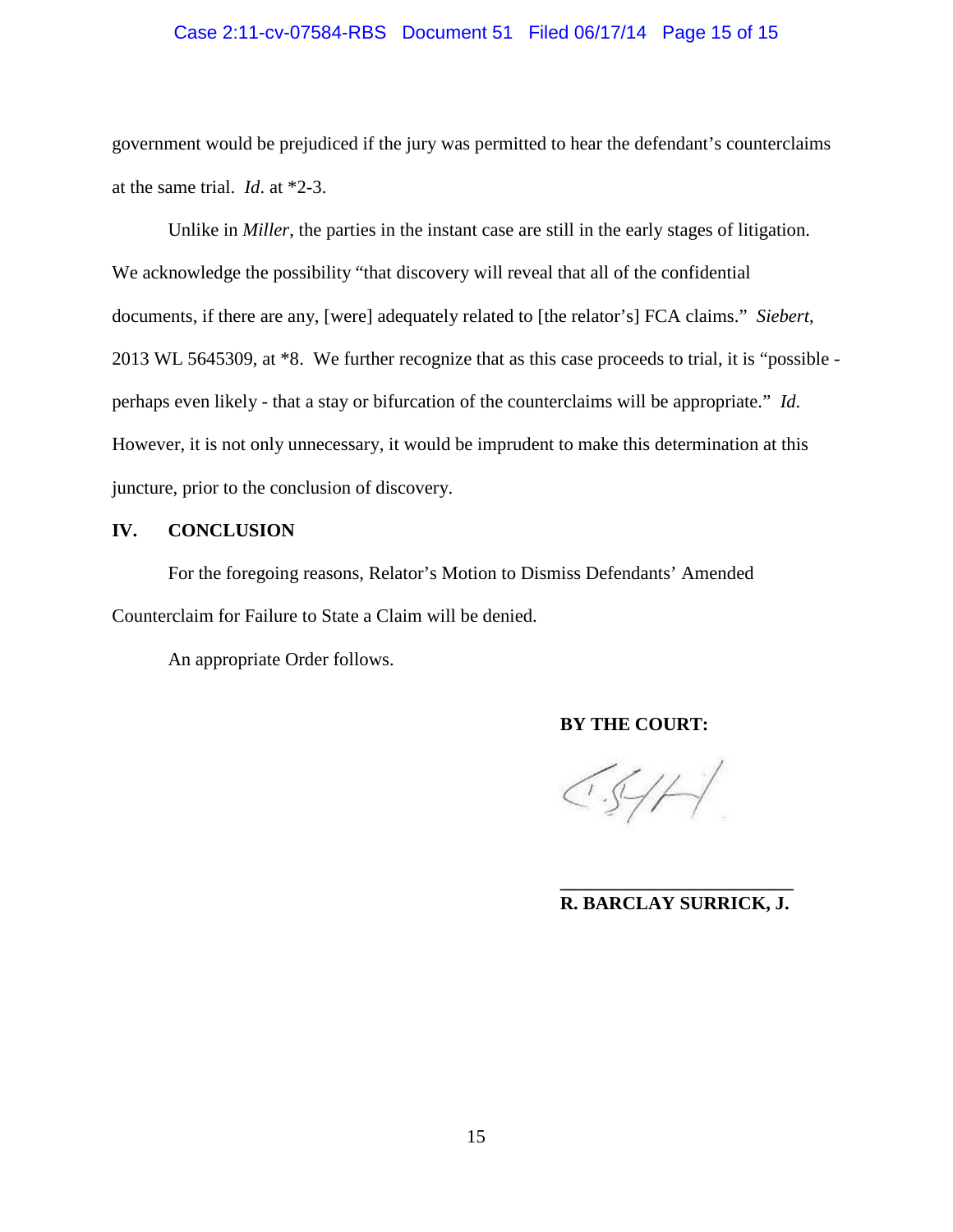government would be prejudiced if the jury was permitted to hear the defendant's counterclaims at the same trial. *Id*. at *2-3.

Unlike in *Miller*, the parties in the instant case are still in the early stages of litigation. We acknowledge the possibility "that discovery will reveal that all of the confidential documents, if there are any, [were] adequately related to [the relator's] FCA claims." *Siebert*, 2013 WL 5645309, at *8. We further recognize that as this case proceeds to trial, it is "possible - perhaps even likely - that a stay or bifurcation of the counterclaims will be appropriate." *Id*. However, it is not only unnecessary, it would be imprudent to make this determination at this juncture, prior to the conclusion of discovery.

## IV. CONCLUSION

For the foregoing reasons, Relator's Motion to Dismiss Defendants' Amended Counterclaim for Failure to State a Claim will be denied.

An appropriate Order follows.

**BY THE COURT:**

**R. BARCLAY SURRICK, J.**